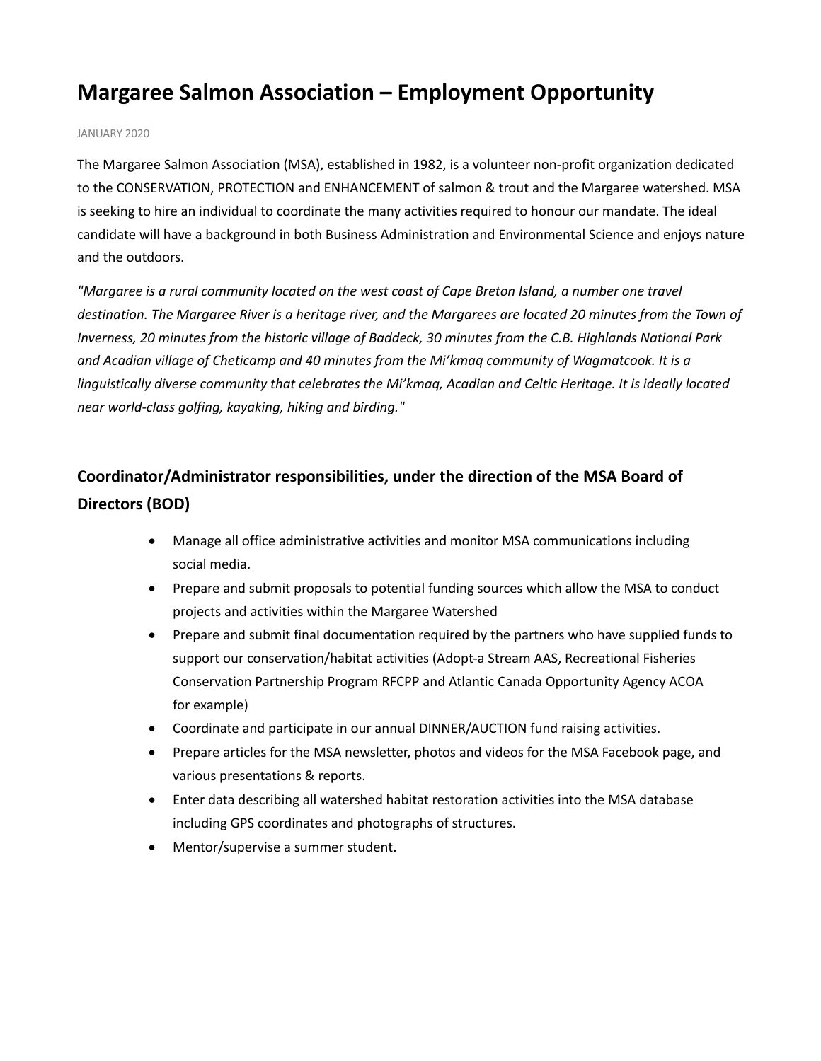# Margaree Salmon Association – Employment Opportunity

JANUARY 2020

The Margaree Salmon Association (MSA), established in 1982, is a volunteer non-profit organization dedicated to the CONSERVATION, PROTECTION and ENHANCEMENT of salmon & trout and the Margaree watershed. MSA is seeking to hire an individual to coordinate the many activities required to honour our mandate. The ideal candidate will have a background in both Business Administration and Environmental Science and enjoys nature and the outdoors.

*"Margaree is a rural community located on the west coast of Cape Breton Island, a number one travel destination. The Margaree River is a heritage river, and the Margarees are located 20 minutes from the Town of Inverness, 20 minutes from the historic village of Baddeck, 30 minutes from the C.B. Highlands National Park and Acadian village of Cheticamp and 40 minutes from the Mi'kmaq community of Wagmatcook. It is a linguistically diverse community that celebrates the Mi'kmaq, Acadian and Celtic Heritage. It is ideally located near world-class golfing, kayaking, hiking and birding."*

## Coordinator/Administrator responsibilities, under the direction of the MSA Board of Directors (BOD)

- Manage all office administrative activities and monitor MSA communications including social media.
- Prepare and submit proposals to potential funding sources which allow the MSA to conduct projects and activities within the Margaree Watershed
- Prepare and submit final documentation required by the partners who have supplied funds to support our conservation/habitat activities (Adopt-a Stream AAS, Recreational Fisheries Conservation Partnership Program RFCPP and Atlantic Canada Opportunity Agency ACOA for example)
- Coordinate and participate in our annual DINNER/AUCTION fund raising activities.
- Prepare articles for the MSA newsletter, photos and videos for the MSA Facebook page, and various presentations & reports.
- Enter data describing all watershed habitat restoration activities into the MSA database including GPS coordinates and photographs of structures.
- Mentor/supervise a summer student.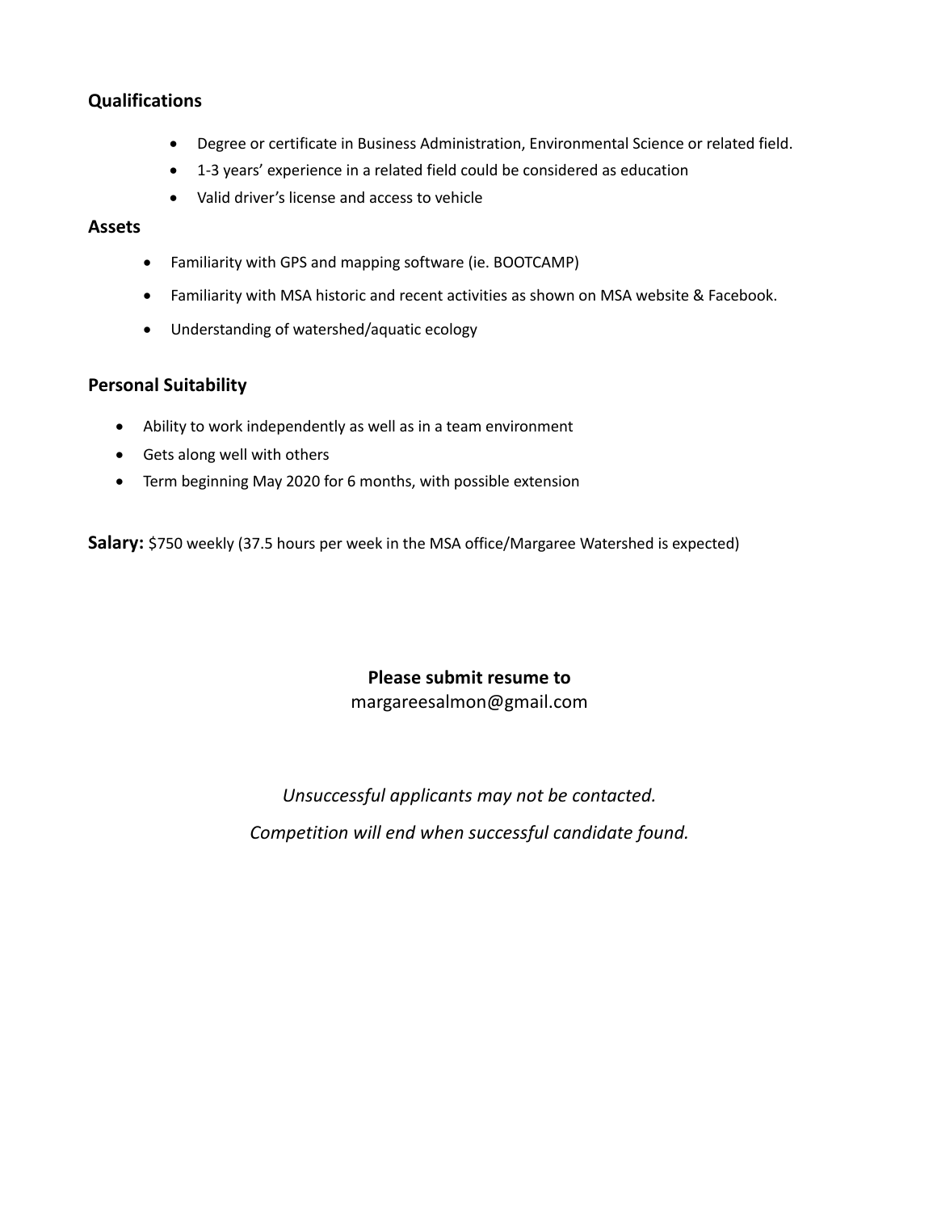### Qualifications

- Degree or certificate in Business Administration, Environmental Science or related field.
- 1-3 years' experience in a related field could be considered as education
- Valid driver's license and access to vehicle

### Assets

- Familiarity with GPS and mapping software (ie. BOOTCAMP)
- Familiarity with MSA historic and recent activities as shown on MSA website & Facebook.
- Understanding of watershed/aquatic ecology

### Personal Suitability

- Ability to work independently as well as in a team environment
- Gets along well with others
- Term beginning May 2020 for 6 months, with possible extension

**Salary:** $750 weekly (37.5 hours per week in the MSA office/Margaree Watershed is expected)

**Please submit resume to**
margareesalmon@gmail.com

*Unsuccessful applicants may not be contacted.*

*Competition will end when successful candidate found.*